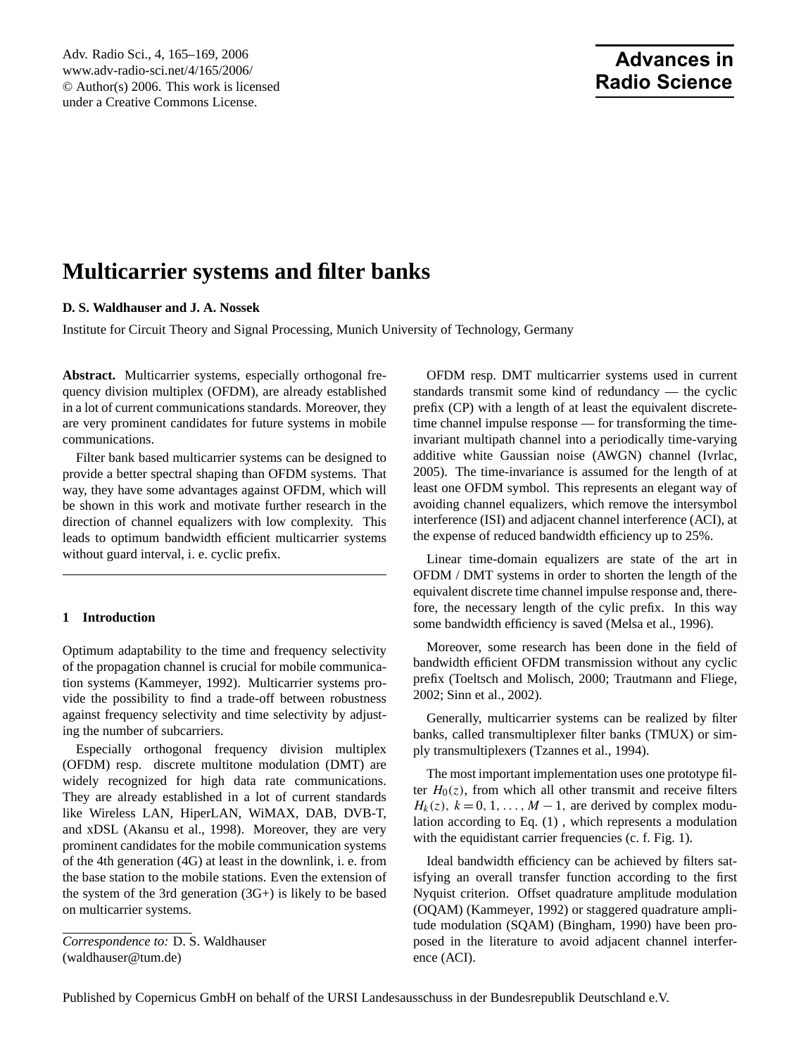# Multicarrier systems and filter banks

**D. S. Waldhauser and J. A. Nossek**

Institute for Circuit Theory and Signal Processing, Munich University of Technology, Germany

**Abstract.** Multicarrier systems, especially orthogonal frequency division multiplex (OFDM), are already established in a lot of current communications standards. Moreover, they are very prominent candidates for future systems in mobile communications.

Filter bank based multicarrier systems can be designed to provide a better spectral shaping than OFDM systems. That way, they have some advantages against OFDM, which will be shown in this work and motivate further research in the direction of channel equalizers with low complexity. This leads to optimum bandwidth efficient multicarrier systems without guard interval, i. e. cyclic prefix.

## 1 Introduction

Optimum adaptability to the time and frequency selectivity of the propagation channel is crucial for mobile communication systems (Kammeyer, 1992). Multicarrier systems provide the possibility to find a trade-off between robustness against frequency selectivity and time selectivity by adjusting the number of subcarriers.

Especially orthogonal frequency division multiplex (OFDM) resp. discrete multitone modulation (DMT) are widely recognized for high data rate communications. They are already established in a lot of current standards like Wireless LAN, HiperLAN, WiMAX, DAB, DVB-T, and xDSL (Akansu et al., 1998). Moreover, they are very prominent candidates for the mobile communication systems of the 4th generation (4G) at least in the downlink, i. e. from the base station to the mobile stations. Even the extension of the system of the 3rd generation (3G+) is likely to be based on multicarrier systems.

*Correspondence to:* D. S. Waldhauser (waldhauser@tum.de)

OFDM resp. DMT multicarrier systems used in current standards transmit some kind of redundancy — the cyclic prefix (CP) with a length of at least the equivalent discrete-time channel impulse response — for transforming the time-invariant multipath channel into a periodically time-varying additive white Gaussian noise (AWGN) channel (Ivrlac, 2005). The time-invariance is assumed for the length of at least one OFDM symbol. This represents an elegant way of avoiding channel equalizers, which remove the intersymbol interference (ISI) and adjacent channel interference (ACI), at the expense of reduced bandwidth efficiency up to 25%.

Linear time-domain equalizers are state of the art in OFDM / DMT systems in order to shorten the length of the equivalent discrete time channel impulse response and, therefore, the necessary length of the cylic prefix. In this way some bandwidth efficiency is saved (Melsa et al., 1996).

Moreover, some research has been done in the field of bandwidth efficient OFDM transmission without any cyclic prefix (Toeltsch and Molisch, 2000; Trautmann and Fliege, 2002; Sinn et al., 2002).

Generally, multicarrier systems can be realized by filter banks, called transmultiplexer filter banks (TMUX) or simply transmultiplexers (Tzannes et al., 1994).

The most important implementation uses one prototype filter $H_0(z)$, from which all other transmit and receive filters $H_k(z),\ k = 0, 1, \ldots, M-1$, are derived by complex modulation according to Eq. (1) , which represents a modulation with the equidistant carrier frequencies (c. f. Fig. 1).

Ideal bandwidth efficiency can be achieved by filters satisfying an overall transfer function according to the first Nyquist criterion. Offset quadrature amplitude modulation (OQAM) (Kammeyer, 1992) or staggered quadrature amplitude modulation (SQAM) (Bingham, 1990) have been proposed in the literature to avoid adjacent channel interference (ACI).

Published by Copernicus GmbH on behalf of the URSI Landesausschuss in der Bundesrepublik Deutschland e.V.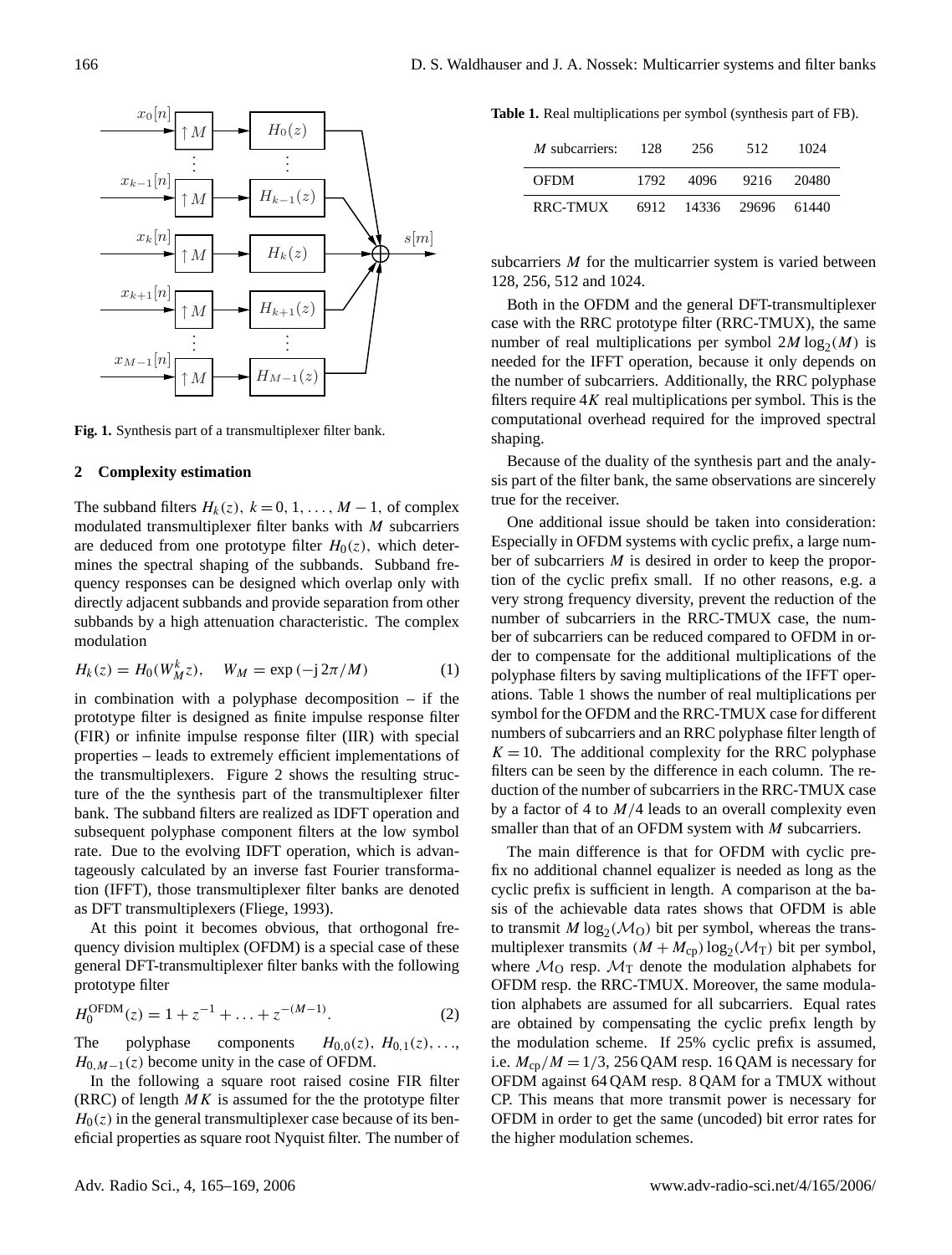Fig. 1. Synthesis part of a transmultiplexer filter bank.

## 2 Complexity estimation

The subband filters $H_k(z)$, $k = 0, 1, \ldots, M-1$, of complex modulated transmultiplexer filter banks with $M$ subcarriers are deduced from one prototype filter $H_0(z)$, which determines the spectral shaping of the subbands. Subband frequency responses can be designed which overlap only with directly adjacent subbands and provide separation from other subbands by a high attenuation characteristic. The complex modulation

$$H_k(z) = H_0(W_M^k z), \quad W_M = \exp(-\mathrm{j}\,2\pi/M) \tag{1}$$

in combination with a polyphase decomposition – if the prototype filter is designed as finite impulse response filter (FIR) or infinite impulse response filter (IIR) with special properties – leads to extremely efficient implementations of the transmultiplexers. Figure 2 shows the resulting structure of the the synthesis part of the transmultiplexer filter bank. The subband filters are realized as IDFT operation and subsequent polyphase component filters at the low symbol rate. Due to the evolving IDFT operation, which is advantageously calculated by an inverse fast Fourier transformation (IFFT), those transmultiplexer filter banks are denoted as DFT transmultiplexers (Fliege, 1993).

At this point it becomes obvious, that orthogonal frequency division multiplex (OFDM) is a special case of these general DFT-transmultiplexer filter banks with the following prototype filter

$$H_0^{\mathrm{OFDM}}(z) = 1 + z^{-1} + \ldots + z^{-(M-1)}. \tag{2}$$

The polyphase components $H_{0,0}(z)$, $H_{0,1}(z), \ldots,$ $H_{0,M-1}(z)$ become unity in the case of OFDM.

In the following a square root raised cosine FIR filter (RRC) of length $MK$ is assumed for the the prototype filter $H_0(z)$ in the general transmultiplexer case because of its beneficial properties as square root Nyquist filter. The number of subcarriers $M$ for the multicarrier system is varied between 128, 256, 512 and 1024.

Both in the OFDM and the general DFT-transmultiplexer case with the RRC prototype filter (RRC-TMUX), the same number of real multiplications per symbol $2M\log_2(M)$ is needed for the IFFT operation, because it only depends on the number of subcarriers. Additionally, the RRC polyphase filters require $4K$ real multiplications per symbol. This is the computational overhead required for the improved spectral shaping.

Because of the duality of the synthesis part and the analysis part of the filter bank, the same observations are sincerely true for the receiver.

One additional issue should be taken into consideration: Especially in OFDM systems with cyclic prefix, a large number of subcarriers $M$ is desired in order to keep the proportion of the cyclic prefix small. If no other reasons, e.g. a very strong frequency diversity, prevent the reduction of the number of subcarriers in the RRC-TMUX case, the number of subcarriers can be reduced compared to OFDM in order to compensate for the additional multiplications of the polyphase filters by saving multiplications of the IFFT operations. Table 1 shows the number of real multiplications per symbol for the OFDM and the RRC-TMUX case for different numbers of subcarriers and an RRC polyphase filter length of $K = 10$. The additional complexity for the RRC polyphase filters can be seen by the difference in each column. The reduction of the number of subcarriers in the RRC-TMUX case by a factor of 4 to $M/4$ leads to an overall complexity even smaller than that of an OFDM system with $M$ subcarriers.

**Table 1.** Real multiplications per symbol (synthesis part of FB).

| $M$ subcarriers: | 128 | 256 | 512 | 1024 |
|---|---|---|---|---|
| OFDM | 1792 | 4096 | 9216 | 20480 |
| RRC-TMUX | 6912 | 14336 | 29696 | 61440 |

The main difference is that for OFDM with cyclic prefix no additional channel equalizer is needed as long as the cyclic prefix is sufficient in length. A comparison at the basis of the achievable data rates shows that OFDM is able to transmit $M\log_2(\mathcal{M}_\mathrm{O})$ bit per symbol, whereas the transmultiplexer transmits $(M + M_\mathrm{cp})\log_2(\mathcal{M}_\mathrm{T})$ bit per symbol, where $\mathcal{M}_\mathrm{O}$ resp. $\mathcal{M}_\mathrm{T}$ denote the modulation alphabets for OFDM resp. the RRC-TMUX. Moreover, the same modulation alphabets are assumed for all subcarriers. Equal rates are obtained by compensating the cyclic prefix length by the modulation scheme. If 25% cyclic prefix is assumed, i.e. $M_\mathrm{cp}/M = 1/3$, 256 QAM resp. 16 QAM is necessary for OFDM against 64 QAM resp. 8 QAM for a TMUX without CP. This means that more transmit power is necessary for OFDM in order to get the same (uncoded) bit error rates for the higher modulation schemes.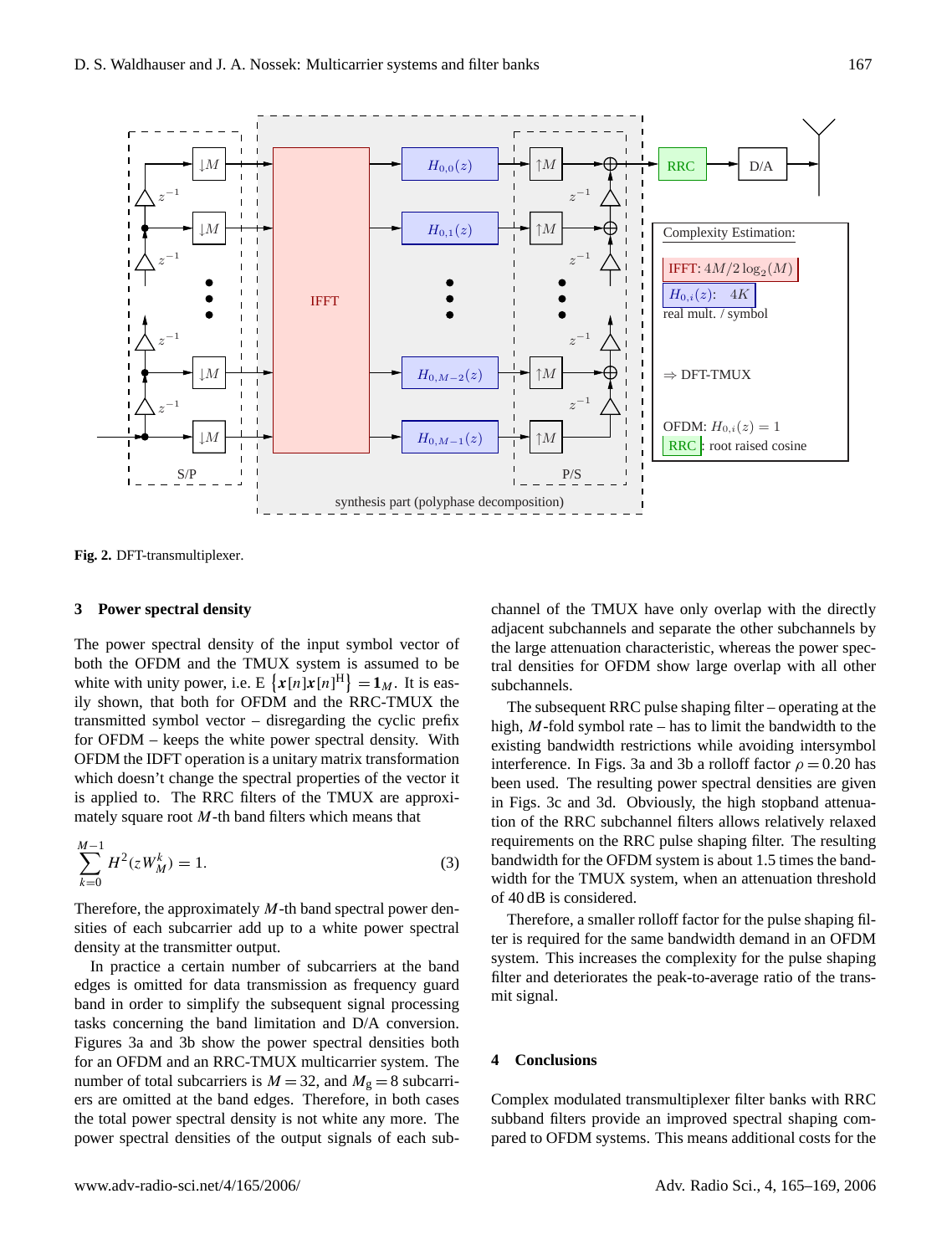**Fig. 2.** DFT-transmultiplexer.

## 3 Power spectral density

The power spectral density of the input symbol vector of both the OFDM and the TMUX system is assumed to be white with unity power, i.e. $\mathrm{E}\left\{\boldsymbol{x}[n]\boldsymbol{x}[n]^{\mathrm{H}}\right\} = \mathbf{1}_M$. It is easily shown, that both for OFDM and the RRC-TMUX the transmitted symbol vector – disregarding the cyclic prefix for OFDM – keeps the white power spectral density. With OFDM the IDFT operation is a unitary matrix transformation which doesn't change the spectral properties of the vector it is applied to. The RRC filters of the TMUX are approximately square root $M$-th band filters which means that

$$\sum_{k=0}^{M-1} H^2(zW_M^k) = 1. \tag{3}$$

Therefore, the approximately $M$-th band spectral power densities of each subcarrier add up to a white power spectral density at the transmitter output.

In practice a certain number of subcarriers at the band edges is omitted for data transmission as frequency guard band in order to simplify the subsequent signal processing tasks concerning the band limitation and D/A conversion. Figures 3a and 3b show the power spectral densities both for an OFDM and an RRC-TMUX multicarrier system. The number of total subcarriers is $M=32$, and $M_{\mathrm{g}}=8$ subcarriers are omitted at the band edges. Therefore, in both cases the total power spectral density is not white any more. The power spectral densities of the output signals of each subchannel of the TMUX have only overlap with the directly adjacent subchannels and separate the other subchannels by the large attenuation characteristic, whereas the power spectral densities for OFDM show large overlap with all other subchannels.

The subsequent RRC pulse shaping filter – operating at the high, $M$-fold symbol rate – has to limit the bandwidth to the existing bandwidth restrictions while avoiding intersymbol interference. In Figs. 3a and 3b a rolloff factor $\rho=0.20$ has been used. The resulting power spectral densities are given in Figs. 3c and 3d. Obviously, the high stopband attenuation of the RRC subchannel filters allows relatively relaxed requirements on the RRC pulse shaping filter. The resulting bandwidth for the OFDM system is about 1.5 times the bandwidth for the TMUX system, when an attenuation threshold of 40 dB is considered.

Therefore, a smaller rolloff factor for the pulse shaping filter is required for the same bandwidth demand in an OFDM system. This increases the complexity for the pulse shaping filter and deteriorates the peak-to-average ratio of the transmit signal.

## 4 Conclusions

Complex modulated transmultiplexer filter banks with RRC subband filters provide an improved spectral shaping compared to OFDM systems. This means additional costs for the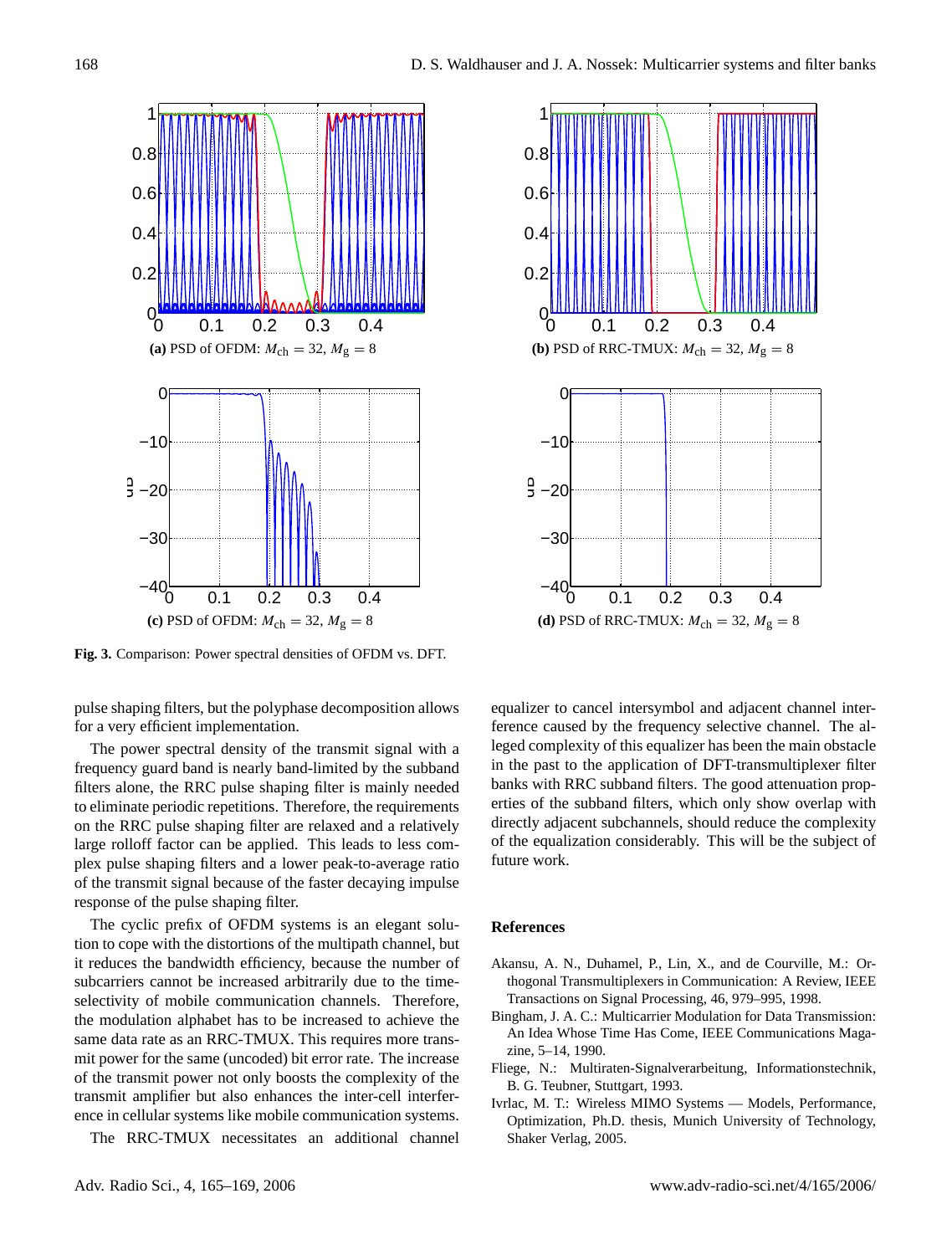(a) PSD of OFDM: $M_{\text{ch}} = 32$, $M_{\text{g}} = 8$

(b) PSD of RRC-TMUX: $M_{\text{ch}} = 32$, $M_{\text{g}} = 8$

(c) PSD of OFDM: $M_{\text{ch}} = 32$, $M_{\text{g}} = 8$

(d) PSD of RRC-TMUX: $M_{\text{ch}} = 32$, $M_{\text{g}} = 8$

**Fig. 3.** Comparison: Power spectral densities of OFDM vs. DFT.

pulse shaping filters, but the polyphase decomposition allows for a very efficient implementation.

The power spectral density of the transmit signal with a frequency guard band is nearly band-limited by the subband filters alone, the RRC pulse shaping filter is mainly needed to eliminate periodic repetitions. Therefore, the requirements on the RRC pulse shaping filter are relaxed and a relatively large rolloff factor can be applied. This leads to less complex pulse shaping filters and a lower peak-to-average ratio of the transmit signal because of the faster decaying impulse response of the pulse shaping filter.

The cyclic prefix of OFDM systems is an elegant solution to cope with the distortions of the multipath channel, but it reduces the bandwidth efficiency, because the number of subcarriers cannot be increased arbitrarily due to the time-selectivity of mobile communication channels. Therefore, the modulation alphabet has to be increased to achieve the same data rate as an RRC-TMUX. This requires more transmit power for the same (uncoded) bit error rate. The increase of the transmit power not only boosts the complexity of the transmit amplifier but also enhances the inter-cell interference in cellular systems like mobile communication systems.

The RRC-TMUX necessitates an additional channel equalizer to cancel intersymbol and adjacent channel interference caused by the frequency selective channel. The alleged complexity of this equalizer has been the main obstacle in the past to the application of DFT-transmultiplexer filter banks with RRC subband filters. The good attenuation properties of the subband filters, which only show overlap with directly adjacent subchannels, should reduce the complexity of the equalization considerably. This will be the subject of future work.

## References

Akansu, A. N., Duhamel, P., Lin, X., and de Courville, M.: Orthogonal Transmultiplexers in Communication: A Review, IEEE Transactions on Signal Processing, 46, 979–995, 1998.

Bingham, J. A. C.: Multicarrier Modulation for Data Transmission: An Idea Whose Time Has Come, IEEE Communications Magazine, 5–14, 1990.

Fliege, N.: Multiraten-Signalverarbeitung, Informationstechnik, B. G. Teubner, Stuttgart, 1993.

Ivrlac, M. T.: Wireless MIMO Systems — Models, Performance, Optimization, Ph.D. thesis, Munich University of Technology, Shaker Verlag, 2005.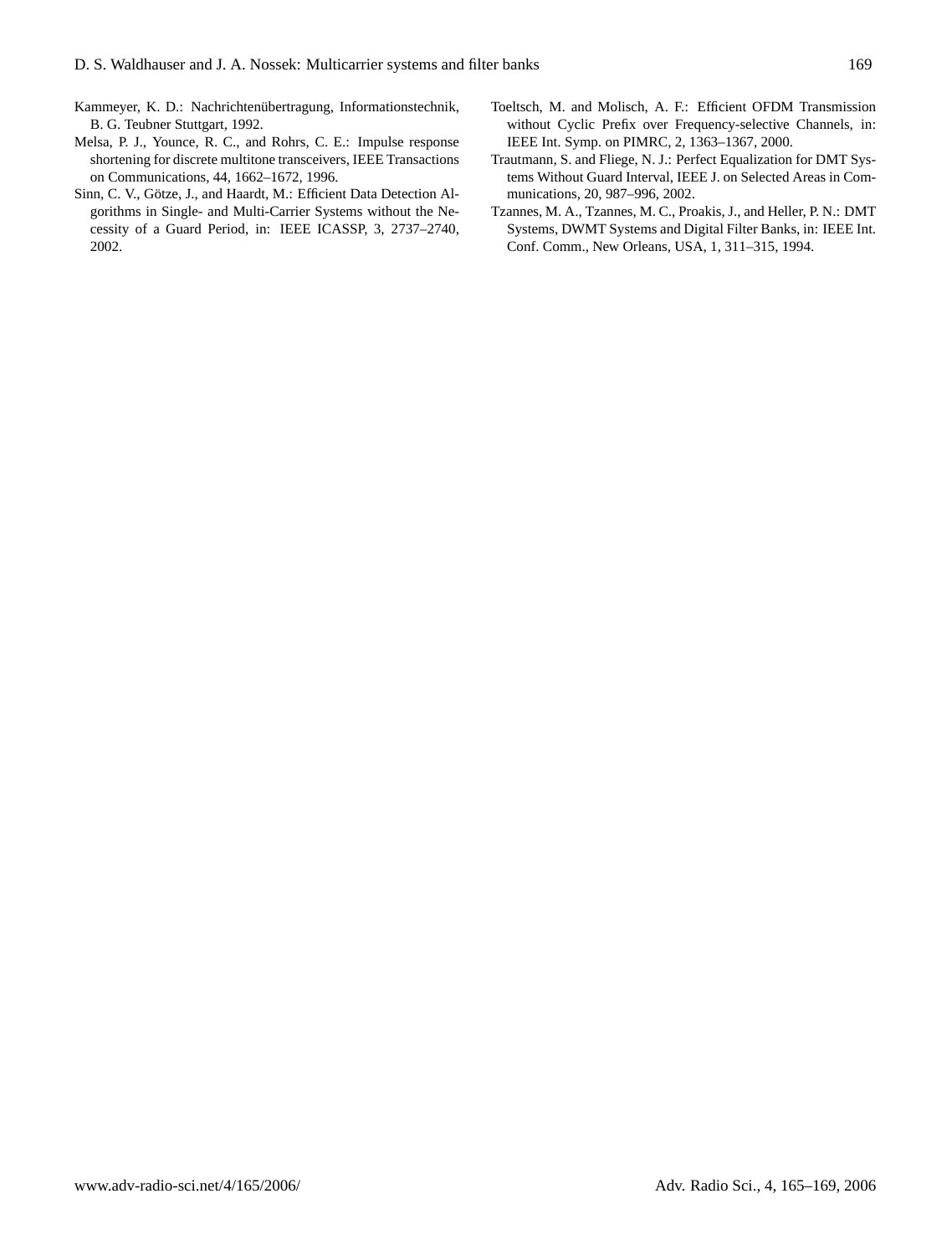Kammeyer, K. D.: Nachrichtenübertragung, Informationstechnik, B. G. Teubner Stuttgart, 1992.

Melsa, P. J., Younce, R. C., and Rohrs, C. E.: Impulse response shortening for discrete multitone transceivers, IEEE Transactions on Communications, 44, 1662–1672, 1996.

Sinn, C. V., Götze, J., and Haardt, M.: Efficient Data Detection Algorithms in Single- and Multi-Carrier Systems without the Necessity of a Guard Period, in: IEEE ICASSP, 3, 2737–2740, 2002.

Toeltsch, M. and Molisch, A. F.: Efficient OFDM Transmission without Cyclic Prefix over Frequency-selective Channels, in: IEEE Int. Symp. on PIMRC, 2, 1363–1367, 2000.

Trautmann, S. and Fliege, N. J.: Perfect Equalization for DMT Systems Without Guard Interval, IEEE J. on Selected Areas in Communications, 20, 987–996, 2002.

Tzannes, M. A., Tzannes, M. C., Proakis, J., and Heller, P. N.: DMT Systems, DWMT Systems and Digital Filter Banks, in: IEEE Int. Conf. Comm., New Orleans, USA, 1, 311–315, 1994.